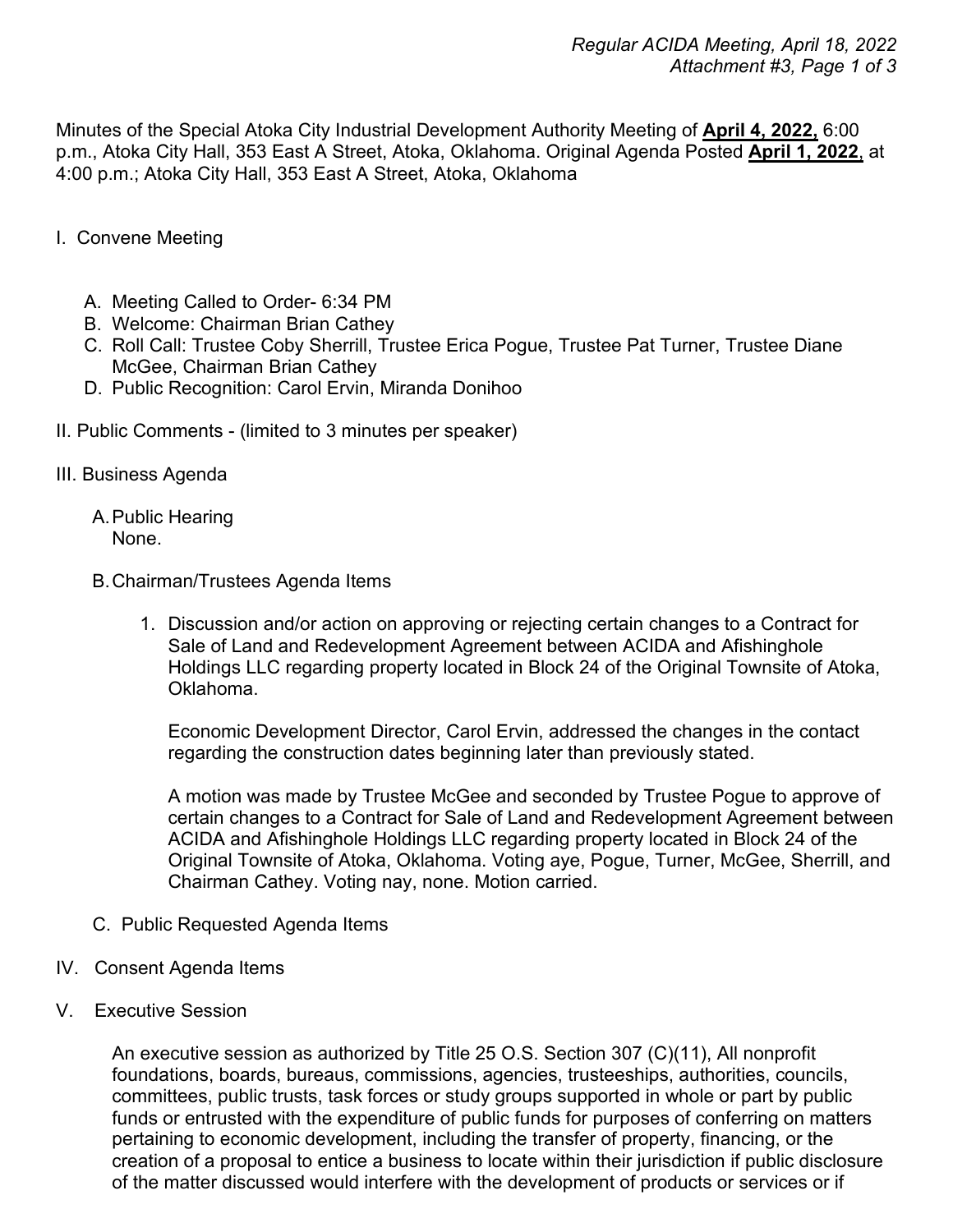Minutes of the Special Atoka City Industrial Development Authority Meeting of **April 4, 2022,** 6:00 p.m., Atoka City Hall, 353 East A Street, Atoka, Oklahoma. Original Agenda Posted **April 1, 2022**, at 4:00 p.m.; Atoka City Hall, 353 East A Street, Atoka, Oklahoma

I. Convene Meeting

   A. Meeting Called to Order- 6:34 PM
   B. Welcome: Chairman Brian Cathey
   C. Roll Call: Trustee Coby Sherrill, Trustee Erica Pogue, Trustee Pat Turner, Trustee Diane McGee, Chairman Brian Cathey
   D. Public Recognition: Carol Ervin, Miranda Donihoo

II. Public Comments - (limited to 3 minutes per speaker)

III. Business Agenda

   A. Public Hearing
      None.

   B. Chairman/Trustees Agenda Items

      1. Discussion and/or action on approving or rejecting certain changes to a Contract for Sale of Land and Redevelopment Agreement between ACIDA and Afishinghole Holdings LLC regarding property located in Block 24 of the Original Townsite of Atoka, Oklahoma.

         Economic Development Director, Carol Ervin, addressed the changes in the contact regarding the construction dates beginning later than previously stated.

         A motion was made by Trustee McGee and seconded by Trustee Pogue to approve of certain changes to a Contract for Sale of Land and Redevelopment Agreement between ACIDA and Afishinghole Holdings LLC regarding property located in Block 24 of the Original Townsite of Atoka, Oklahoma. Voting aye, Pogue, Turner, McGee, Sherrill, and Chairman Cathey. Voting nay, none. Motion carried.

   C. Public Requested Agenda Items

IV. Consent Agenda Items

V. Executive Session

   An executive session as authorized by Title 25 O.S. Section 307 (C)(11), All nonprofit foundations, boards, bureaus, commissions, agencies, trusteeships, authorities, councils, committees, public trusts, task forces or study groups supported in whole or part by public funds or entrusted with the expenditure of public funds for purposes of conferring on matters pertaining to economic development, including the transfer of property, financing, or the creation of a proposal to entice a business to locate within their jurisdiction if public disclosure of the matter discussed would interfere with the development of products or services or if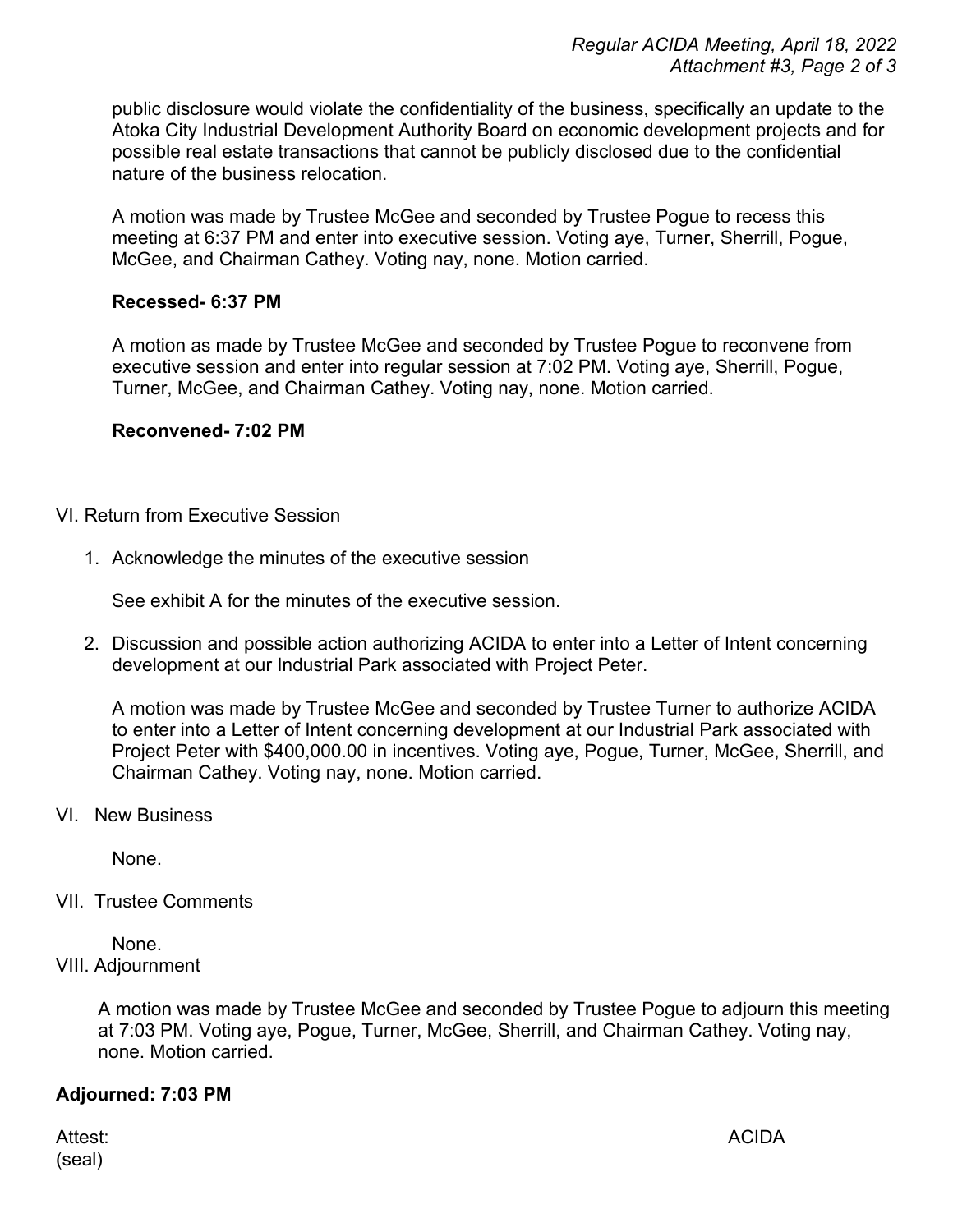public disclosure would violate the confidentiality of the business, specifically an update to the Atoka City Industrial Development Authority Board on economic development projects and for possible real estate transactions that cannot be publicly disclosed due to the confidential nature of the business relocation.

A motion was made by Trustee McGee and seconded by Trustee Pogue to recess this meeting at 6:37 PM and enter into executive session. Voting aye, Turner, Sherrill, Pogue, McGee, and Chairman Cathey. Voting nay, none. Motion carried.

**Recessed- 6:37 PM**

A motion as made by Trustee McGee and seconded by Trustee Pogue to reconvene from executive session and enter into regular session at 7:02 PM. Voting aye, Sherrill, Pogue, Turner, McGee, and Chairman Cathey. Voting nay, none. Motion carried.

**Reconvened- 7:02 PM**

VI. Return from Executive Session

1. Acknowledge the minutes of the executive session

   See exhibit A for the minutes of the executive session.

2. Discussion and possible action authorizing ACIDA to enter into a Letter of Intent concerning development at our Industrial Park associated with Project Peter.

   A motion was made by Trustee McGee and seconded by Trustee Turner to authorize ACIDA to enter into a Letter of Intent concerning development at our Industrial Park associated with Project Peter with $400,000.00 in incentives. Voting aye, Pogue, Turner, McGee, Sherrill, and Chairman Cathey. Voting nay, none. Motion carried.

VI. New Business

None.

VII. Trustee Comments

None.

VIII. Adjournment

A motion was made by Trustee McGee and seconded by Trustee Pogue to adjourn this meeting at 7:03 PM. Voting aye, Pogue, Turner, McGee, Sherrill, and Chairman Cathey. Voting nay, none. Motion carried.

**Adjourned: 7:03 PM**

Attest: ACIDA

(seal)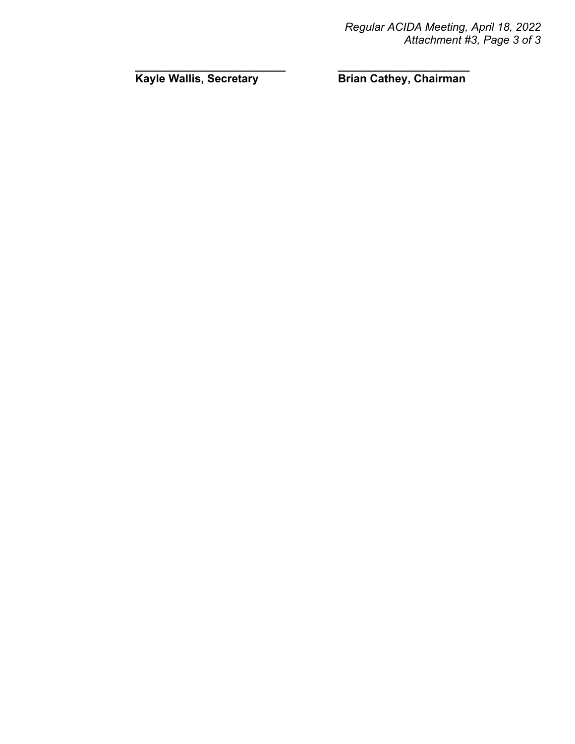\_\_\_\_\_\_\_\_\_\_\_\_\_\_\_\_\_\_\_\_\_\_\_\_\_ \_\_\_\_\_\_\_\_\_\_\_\_\_\_\_\_\_\_\_\_\_\_\_\_

**Kayle Wallis, Secretary** **Brian Cathey, Chairman**